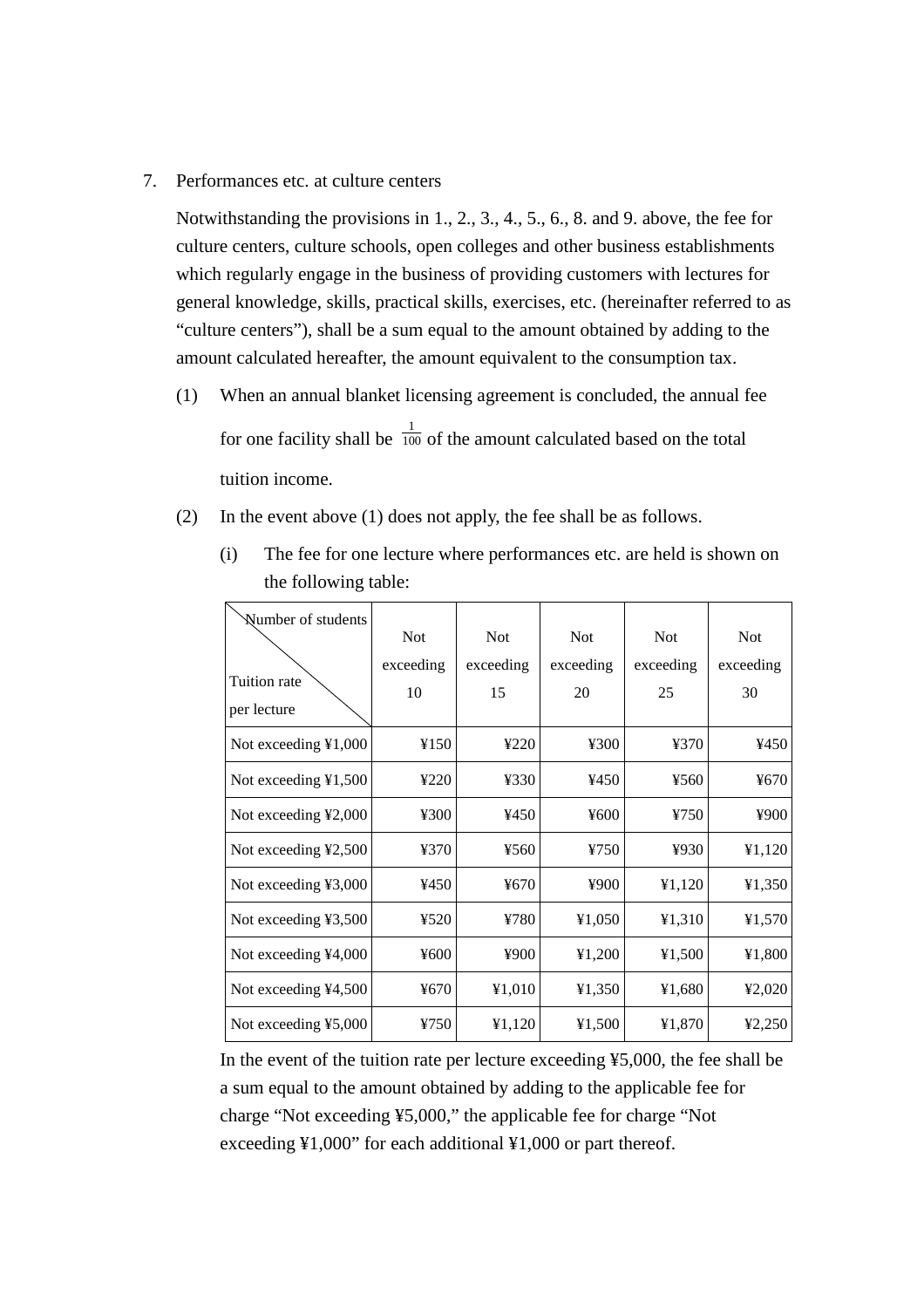7. Performances etc. at culture centers

Notwithstanding the provisions in 1., 2., 3., 4., 5., 6., 8. and 9. above, the fee for culture centers, culture schools, open colleges and other business establishments which regularly engage in the business of providing customers with lectures for general knowledge, skills, practical skills, exercises, etc. (hereinafter referred to as "culture centers"), shall be a sum equal to the amount obtained by adding to the amount calculated hereafter, the amount equivalent to the consumption tax.

(1) When an annual blanket licensing agreement is concluded, the annual fee for one facility shall be $\frac{1}{100}$ of the amount calculated based on the total tuition income.

(2) In the event above (1) does not apply, the fee shall be as follows.

(i) The fee for one lecture where performances etc. are held is shown on the following table:

| Number of students / Tuition rate per lecture | Not exceeding 10 | Not exceeding 15 | Not exceeding 20 | Not exceeding 25 | Not exceeding 30 |
|---|---|---|---|---|---|
| Not exceeding ¥1,000 | ¥150 | ¥220 | ¥300 | ¥370 | ¥450 |
| Not exceeding ¥1,500 | ¥220 | ¥330 | ¥450 | ¥560 | ¥670 |
| Not exceeding ¥2,000 | ¥300 | ¥450 | ¥600 | ¥750 | ¥900 |
| Not exceeding ¥2,500 | ¥370 | ¥560 | ¥750 | ¥930 | ¥1,120 |
| Not exceeding ¥3,000 | ¥450 | ¥670 | ¥900 | ¥1,120 | ¥1,350 |
| Not exceeding ¥3,500 | ¥520 | ¥780 | ¥1,050 | ¥1,310 | ¥1,570 |
| Not exceeding ¥4,000 | ¥600 | ¥900 | ¥1,200 | ¥1,500 | ¥1,800 |
| Not exceeding ¥4,500 | ¥670 | ¥1,010 | ¥1,350 | ¥1,680 | ¥2,020 |
| Not exceeding ¥5,000 | ¥750 | ¥1,120 | ¥1,500 | ¥1,870 | ¥2,250 |

In the event of the tuition rate per lecture exceeding ¥5,000, the fee shall be a sum equal to the amount obtained by adding to the applicable fee for charge "Not exceeding ¥5,000," the applicable fee for charge "Not exceeding ¥1,000" for each additional ¥1,000 or part thereof.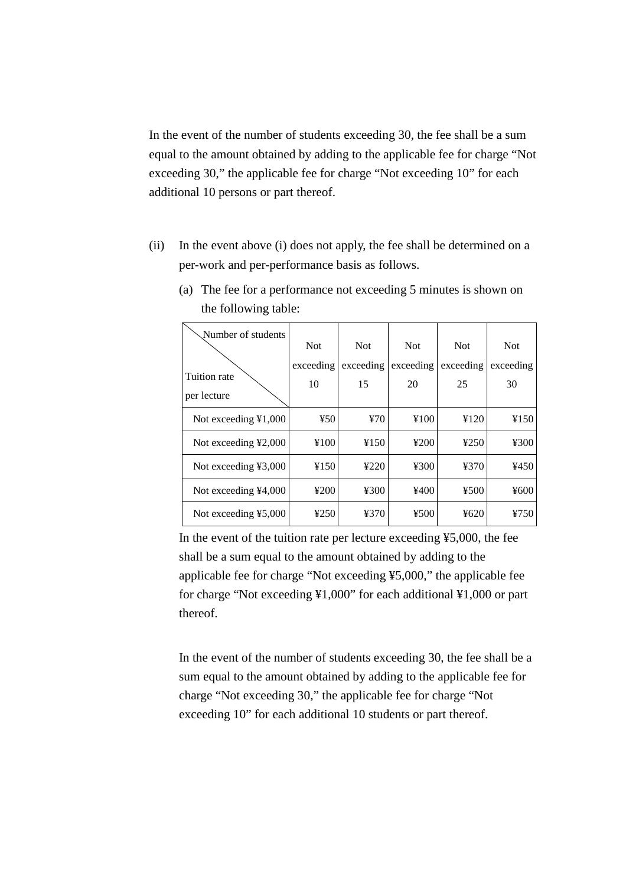In the event of the number of students exceeding 30, the fee shall be a sum equal to the amount obtained by adding to the applicable fee for charge "Not exceeding 30," the applicable fee for charge "Not exceeding 10" for each additional 10 persons or part thereof.

(ii) In the event above (i) does not apply, the fee shall be determined on a per-work and per-performance basis as follows.

(a) The fee for a performance not exceeding 5 minutes is shown on the following table:

| Tuition rate per lecture \ Number of students | Not exceeding 10 | Not exceeding 15 | Not exceeding 20 | Not exceeding 25 | Not exceeding 30 |
|---|---|---|---|---|---|
| Not exceeding ¥1,000 | ¥50 | ¥70 | ¥100 | ¥120 | ¥150 |
| Not exceeding ¥2,000 | ¥100 | ¥150 | ¥200 | ¥250 | ¥300 |
| Not exceeding ¥3,000 | ¥150 | ¥220 | ¥300 | ¥370 | ¥450 |
| Not exceeding ¥4,000 | ¥200 | ¥300 | ¥400 | ¥500 | ¥600 |
| Not exceeding ¥5,000 | ¥250 | ¥370 | ¥500 | ¥620 | ¥750 |

In the event of the tuition rate per lecture exceeding ¥5,000, the fee shall be a sum equal to the amount obtained by adding to the applicable fee for charge "Not exceeding ¥5,000," the applicable fee for charge "Not exceeding ¥1,000" for each additional ¥1,000 or part thereof.

In the event of the number of students exceeding 30, the fee shall be a sum equal to the amount obtained by adding to the applicable fee for charge "Not exceeding 30," the applicable fee for charge "Not exceeding 10" for each additional 10 students or part thereof.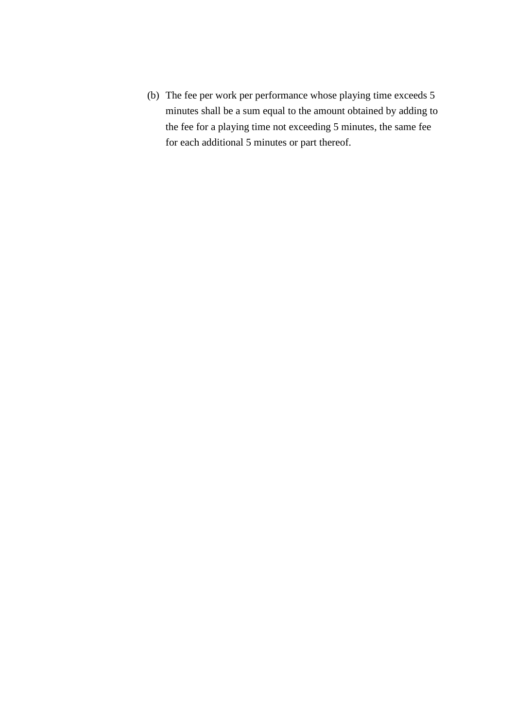(b) The fee per work per performance whose playing time exceeds 5 minutes shall be a sum equal to the amount obtained by adding to the fee for a playing time not exceeding 5 minutes, the same fee for each additional 5 minutes or part thereof.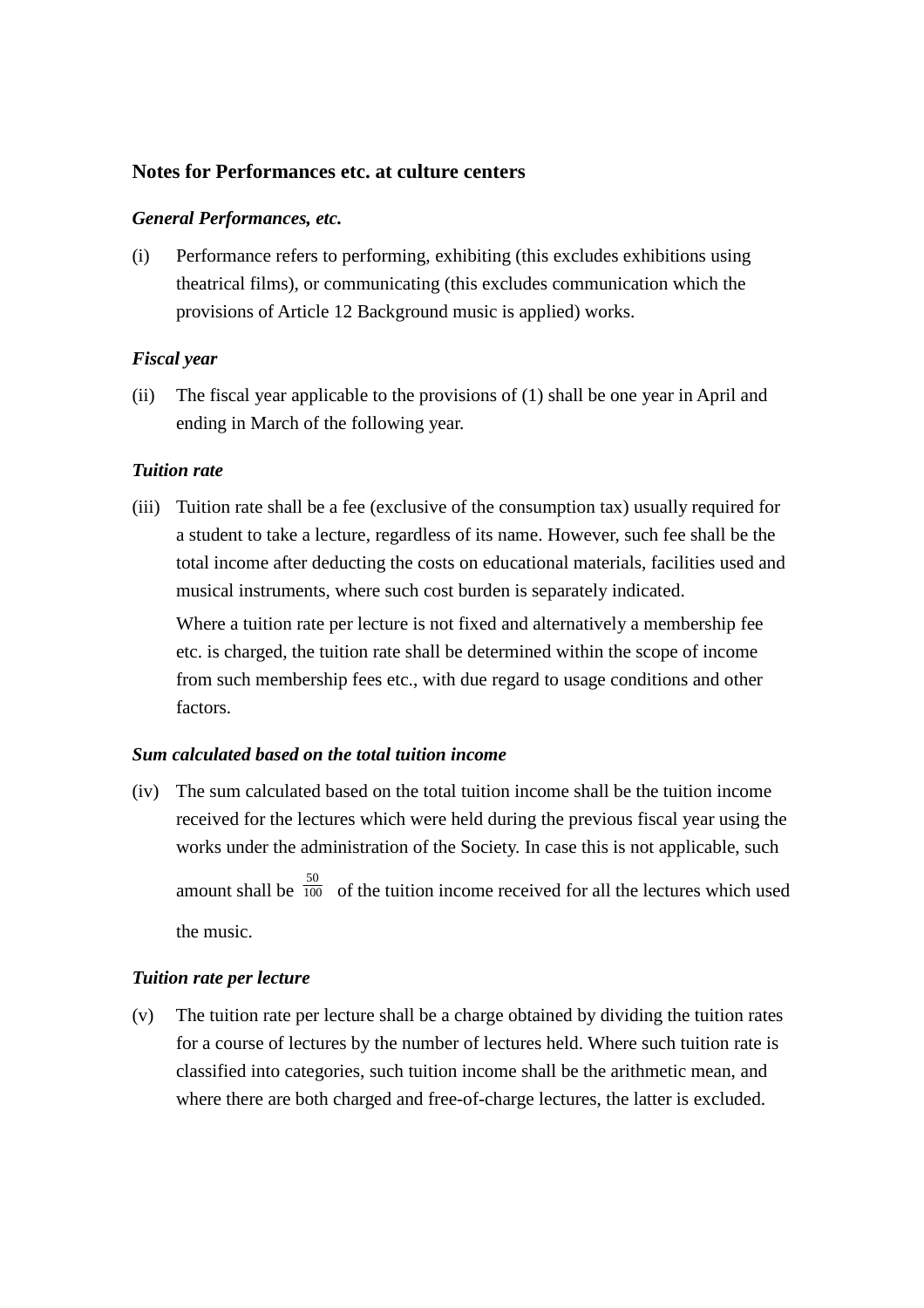## Notes for Performances etc. at culture centers

### *General Performances, etc.*

(i) Performance refers to performing, exhibiting (this excludes exhibitions using theatrical films), or communicating (this excludes communication which the provisions of Article 12 Background music is applied) works.

### *Fiscal year*

(ii) The fiscal year applicable to the provisions of (1) shall be one year in April and ending in March of the following year.

### *Tuition rate*

(iii) Tuition rate shall be a fee (exclusive of the consumption tax) usually required for a student to take a lecture, regardless of its name. However, such fee shall be the total income after deducting the costs on educational materials, facilities used and musical instruments, where such cost burden is separately indicated.

Where a tuition rate per lecture is not fixed and alternatively a membership fee etc. is charged, the tuition rate shall be determined within the scope of income from such membership fees etc., with due regard to usage conditions and other factors.

### *Sum calculated based on the total tuition income*

(iv) The sum calculated based on the total tuition income shall be the tuition income received for the lectures which were held during the previous fiscal year using the works under the administration of the Society. In case this is not applicable, such amount shall be $\frac{50}{100}$ of the tuition income received for all the lectures which used the music.

### *Tuition rate per lecture*

(v) The tuition rate per lecture shall be a charge obtained by dividing the tuition rates for a course of lectures by the number of lectures held. Where such tuition rate is classified into categories, such tuition income shall be the arithmetic mean, and where there are both charged and free-of-charge lectures, the latter is excluded.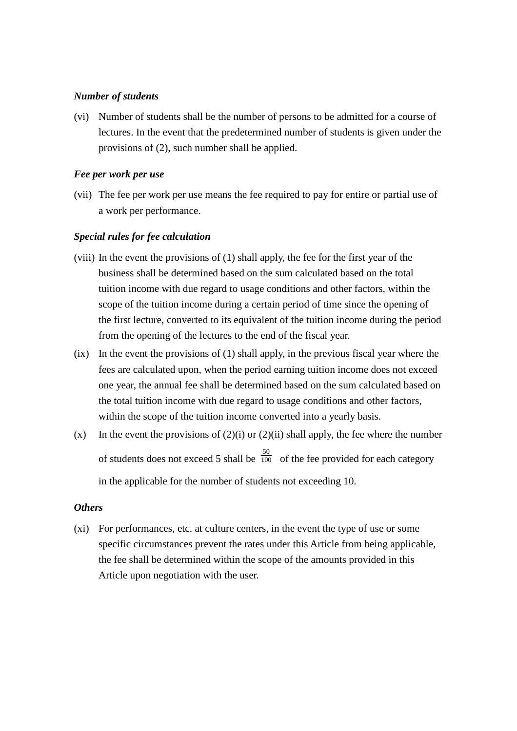***Number of students***

(vi) Number of students shall be the number of persons to be admitted for a course of lectures. In the event that the predetermined number of students is given under the provisions of (2), such number shall be applied.

***Fee per work per use***

(vii) The fee per work per use means the fee required to pay for entire or partial use of a work per performance.

***Special rules for fee calculation***

(viii) In the event the provisions of (1) shall apply, the fee for the first year of the business shall be determined based on the sum calculated based on the total tuition income with due regard to usage conditions and other factors, within the scope of the tuition income during a certain period of time since the opening of the first lecture, converted to its equivalent of the tuition income during the period from the opening of the lectures to the end of the fiscal year.

(ix) In the event the provisions of (1) shall apply, in the previous fiscal year where the fees are calculated upon, when the period earning tuition income does not exceed one year, the annual fee shall be determined based on the sum calculated based on the total tuition income with due regard to usage conditions and other factors, within the scope of the tuition income converted into a yearly basis.

(x) In the event the provisions of (2)(i) or (2)(ii) shall apply, the fee where the number of students does not exceed 5 shall be $\frac{50}{100}$ of the fee provided for each category in the applicable for the number of students not exceeding 10.

***Others***

(xi) For performances, etc. at culture centers, in the event the type of use or some specific circumstances prevent the rates under this Article from being applicable, the fee shall be determined within the scope of the amounts provided in this Article upon negotiation with the user.